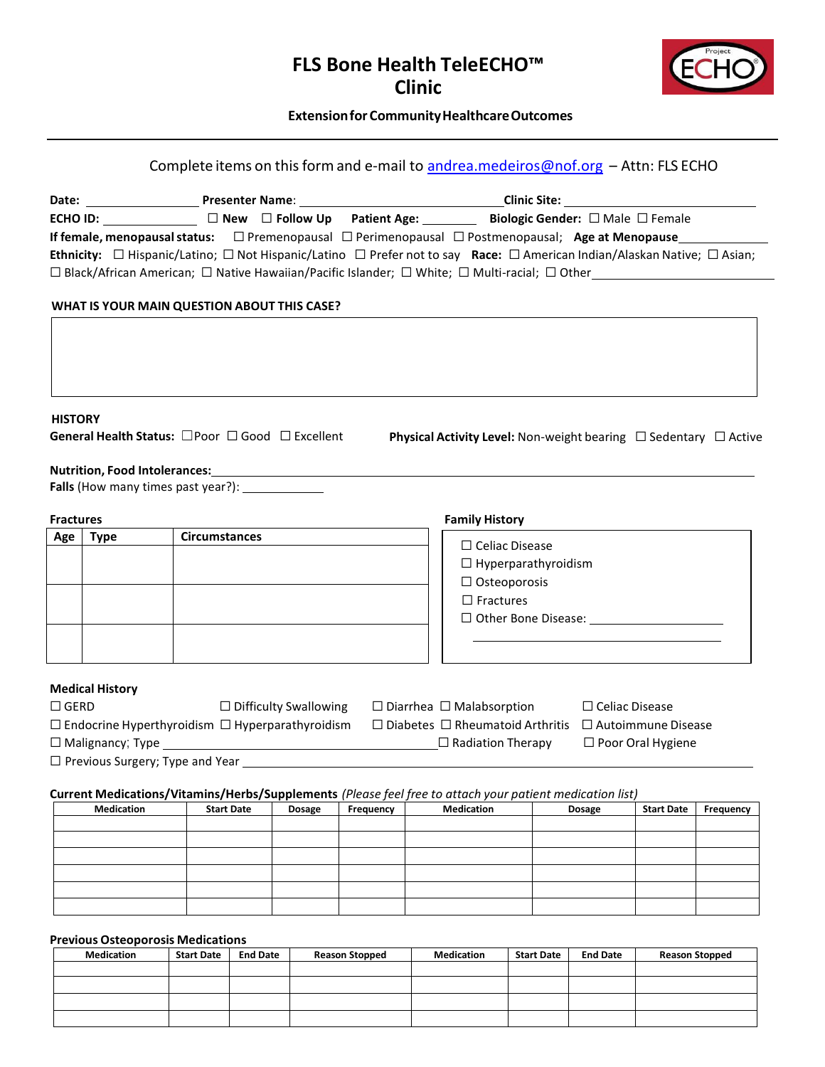# FLS Bone Health TeleECHO™ Clinic

**Extension for Community Healthcare Outcomes**

---

Complete items on this form and e-mail to andrea.medeiros@nof.org – Attn: FLS ECHO

**Date:** ________________ **Presenter Name**: ______________________________ **Clinic Site:** ____________________

**ECHO ID:** _____________ ☐ **New** ☐ **Follow Up** **Patient Age:** ________ **Biologic Gender:** ☐ Male ☐ Female

**If female, menopausal status:** ☐ Premenopausal ☐ Perimenopausal ☐ Postmenopausal; **Age at Menopause**____________

**Ethnicity:** ☐ Hispanic/Latino; ☐ Not Hispanic/Latino ☐ Prefer not to say **Race:** ☐ American Indian/Alaskan Native; ☐ Asian; ☐ Black/African American; ☐ Native Hawaiian/Pacific Islander; ☐ White; ☐ Multi-racial; ☐ Other____________________

## WHAT IS YOUR MAIN QUESTION ABOUT THIS CASE?

|   |
|---|
|   |

## HISTORY

**General Health Status:** ☐Poor ☐ Good ☐ Excellent

**Physical Activity Level:** Non-weight bearing ☐ Sedentary ☐ Active

**Nutrition, Food Intolerances:**____________________________________________________________

**Falls** (How many times past year?): ____________

**Fractures**

| Age | Type | Circumstances |
|---|---|---|
| | | |
| | | |
| | | |

**Family History**

- ☐ Celiac Disease
- ☐ Hyperparathyroidism
- ☐ Osteoporosis
- ☐ Fractures
- ☐ Other Bone Disease: ____________________

**Medical History**

☐ GERD ☐ Difficulty Swallowing ☐ Diarrhea ☐ Malabsorption ☐ Celiac Disease

☐ Endocrine Hyperthyroidism ☐ Hyperparathyroidism ☐ Diabetes ☐ Rheumatoid Arthritis ☐ Autoimmune Disease

☐ Malignancy; Type ______________________________________ ☐ Radiation Therapy ☐ Poor Oral Hygiene

☐ Previous Surgery; Type and Year ____________________________________________________________

**Current Medications/Vitamins/Herbs/Supplements** *(Please feel free to attach your patient medication list)*

| Medication | Start Date | Dosage | Frequency | Medication | Dosage | Start Date | Frequency |
|---|---|---|---|---|---|---|---|
| | | | | | | | |
| | | | | | | | |
| | | | | | | | |
| | | | | | | | |
| | | | | | | | |
| | | | | | | | |

**Previous Osteoporosis Medications**

| Medication | Start Date | End Date | Reason Stopped | Medication | Start Date | End Date | Reason Stopped |
|---|---|---|---|---|---|---|---|
| | | | | | | | |
| | | | | | | | |
| | | | | | | | |
| | | | | | | | |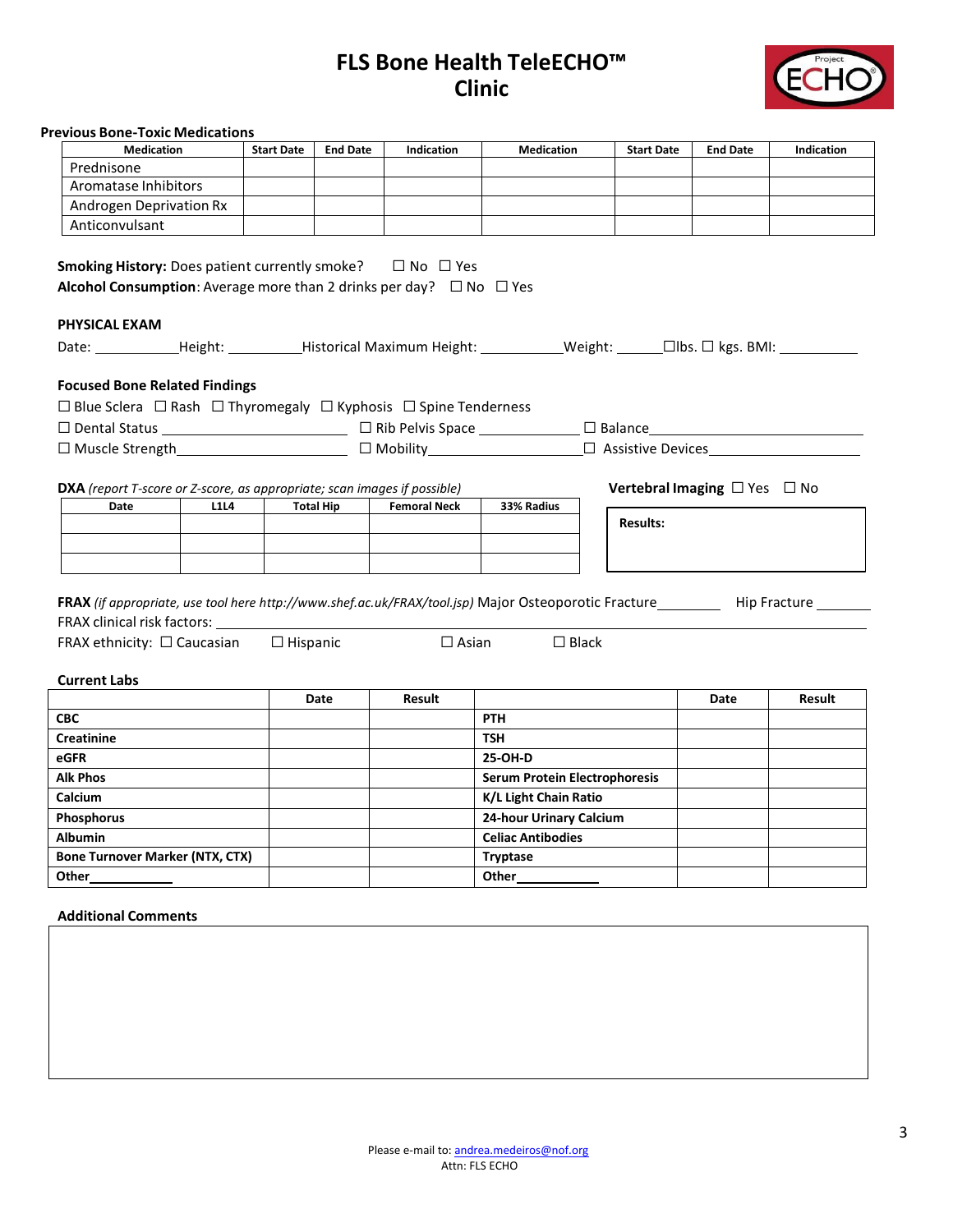# FLS Bone Health TeleECHO™ Clinic

**Previous Bone-Toxic Medications**

| Medication | Start Date | End Date | Indication | Medication | Start Date | End Date | Indication |
|---|---|---|---|---|---|---|---|
| Prednisone | | | | | | | |
| Aromatase Inhibitors | | | | | | | |
| Androgen Deprivation Rx | | | | | | | |
| Anticonvulsant | | | | | | | |

**Smoking History:** Does patient currently smoke? ☐ No ☐ Yes

**Alcohol Consumption**: Average more than 2 drinks per day? ☐ No ☐ Yes

**PHYSICAL EXAM**

Date: ___________Height: __________Historical Maximum Height: ___________Weight: ______☐lbs. ☐ kgs. BMI: ___________

**Focused Bone Related Findings**

☐ Blue Sclera ☐ Rash ☐ Thyromegaly ☐ Kyphosis ☐ Spine Tenderness

☐ Dental Status __________________________ ☐ Rib Pelvis Space ______________ ☐ Balance________________________________

☐ Muscle Strength__________________________ ☐ Mobility______________________ ☐ Assistive Devices____________________

**DXA** *(report T-score or Z-score, as appropriate; scan images if possible)*

| Date | L1L4 | Total Hip | Femoral Neck | 33% Radius |
|---|---|---|---|---|
| | | | | |
| | | | | |
| | | | | |

**Vertebral Imaging** ☐ Yes ☐ No

**Results:**

**FRAX** *(if appropriate, use tool here http://www.shef.ac.uk/FRAX/tool.jsp)* Major Osteoporotic Fracture__________ Hip Fracture ________

FRAX clinical risk factors: ________________________________________________________________________________

FRAX ethnicity: ☐ Caucasian ☐ Hispanic ☐ Asian ☐ Black

**Current Labs**

| | Date | Result | | Date | Result |
|---|---|---|---|---|---|
| **CBC** | | | **PTH** | | |
| **Creatinine** | | | **TSH** | | |
| **eGFR** | | | **25-OH-D** | | |
| **Alk Phos** | | | **Serum Protein Electrophoresis** | | |
| **Calcium** | | | **K/L Light Chain Ratio** | | |
| **Phosphorus** | | | **24-hour Urinary Calcium** | | |
| **Albumin** | | | **Celiac Antibodies** | | |
| **Bone Turnover Marker (NTX, CTX)** | | | **Tryptase** | | |
| **Other**____________ | | | **Other**____________ | | |

**Additional Comments**

Please e-mail to: andrea.medeiros@nof.org
Attn: FLS ECHO